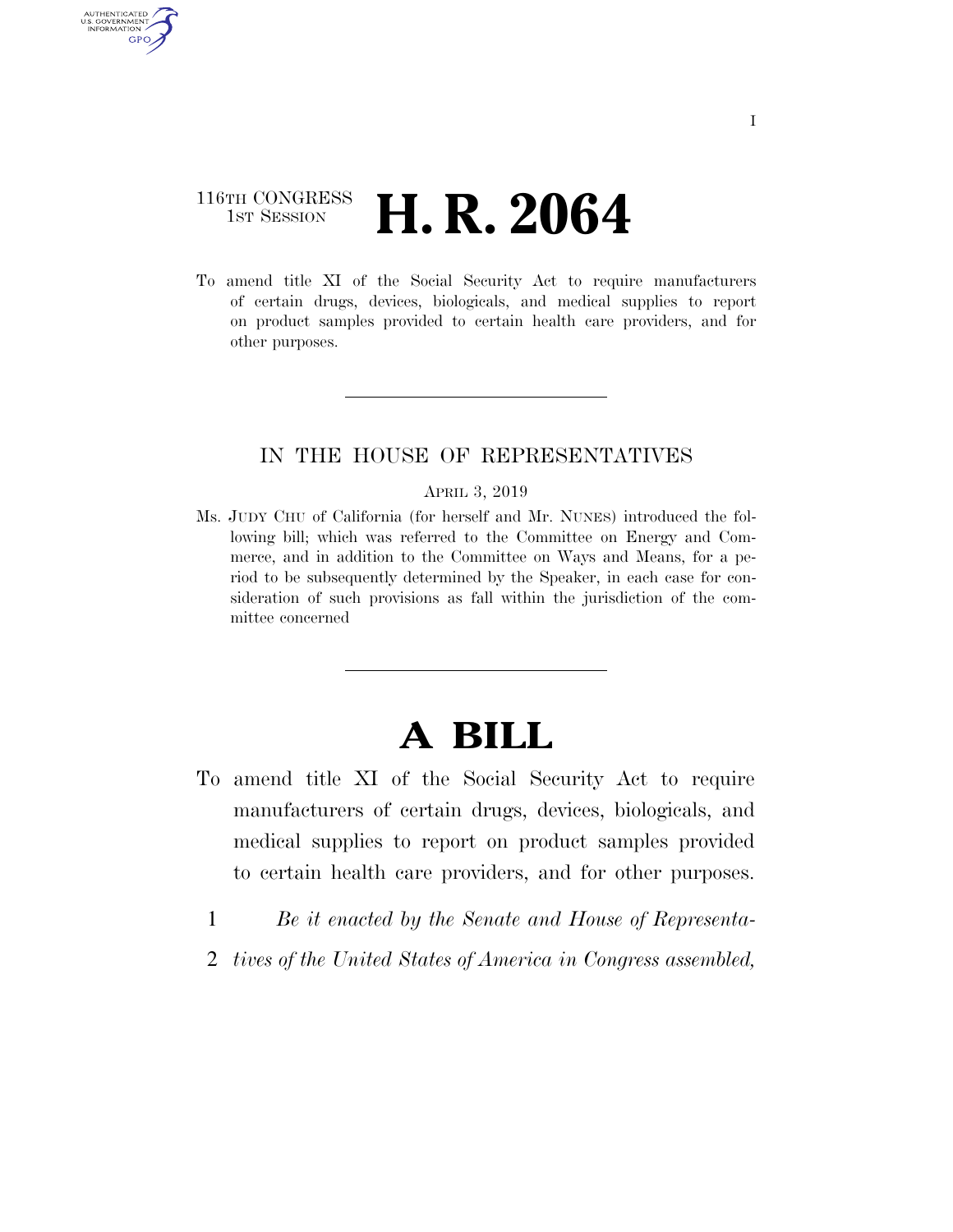116TH CONGRESS
1ST SESSION

# H. R. 2064

To amend title XI of the Social Security Act to require manufacturers of certain drugs, devices, biologicals, and medical supplies to report on product samples provided to certain health care providers, and for other purposes.

IN THE HOUSE OF REPRESENTATIVES

APRIL 3, 2019

Ms. JUDY CHU of California (for herself and Mr. NUNES) introduced the following bill; which was referred to the Committee on Energy and Commerce, and in addition to the Committee on Ways and Means, for a period to be subsequently determined by the Speaker, in each case for consideration of such provisions as fall within the jurisdiction of the committee concerned

# A BILL

To amend title XI of the Social Security Act to require manufacturers of certain drugs, devices, biologicals, and medical supplies to report on product samples provided to certain health care providers, and for other purposes.

1 *Be it enacted by the Senate and House of Representa-*
2 *tives of the United States of America in Congress assembled,*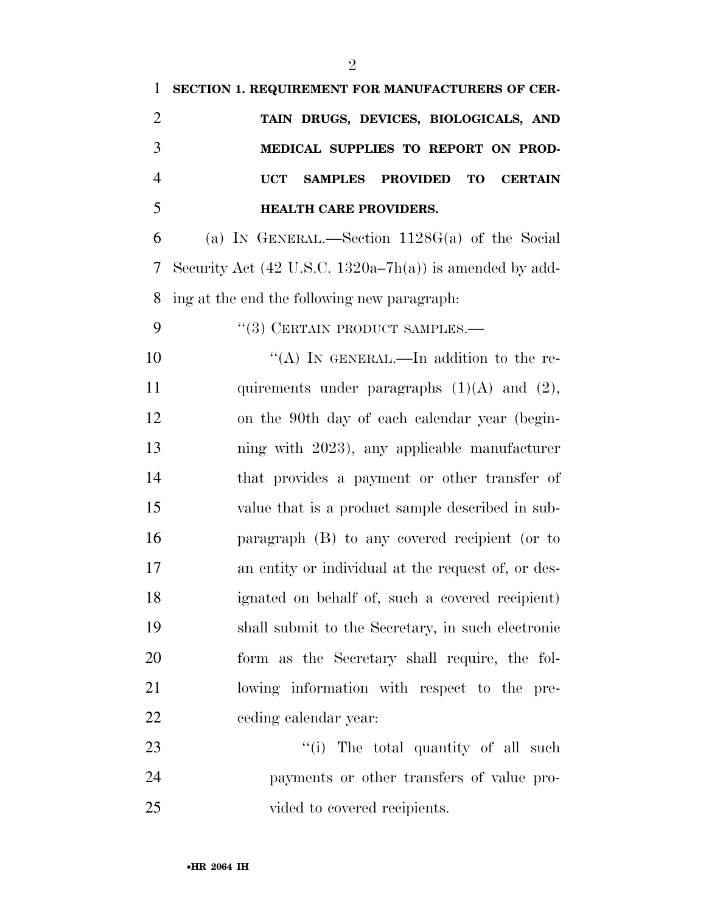**SECTION 1. REQUIREMENT FOR MANUFACTURERS OF CERTAIN DRUGS, DEVICES, BIOLOGICALS, AND MEDICAL SUPPLIES TO REPORT ON PRODUCT SAMPLES PROVIDED TO CERTAIN HEALTH CARE PROVIDERS.**

(a) IN GENERAL.—Section 1128G(a) of the Social Security Act (42 U.S.C. 1320a–7h(a)) is amended by adding at the end the following new paragraph:

"(3) CERTAIN PRODUCT SAMPLES.—

"(A) IN GENERAL.—In addition to the requirements under paragraphs (1)(A) and (2), on the 90th day of each calendar year (beginning with 2023), any applicable manufacturer that provides a payment or other transfer of value that is a product sample described in subparagraph (B) to any covered recipient (or to an entity or individual at the request of, or designated on behalf of, such a covered recipient) shall submit to the Secretary, in such electronic form as the Secretary shall require, the following information with respect to the preceding calendar year:

"(i) The total quantity of all such payments or other transfers of value provided to covered recipients.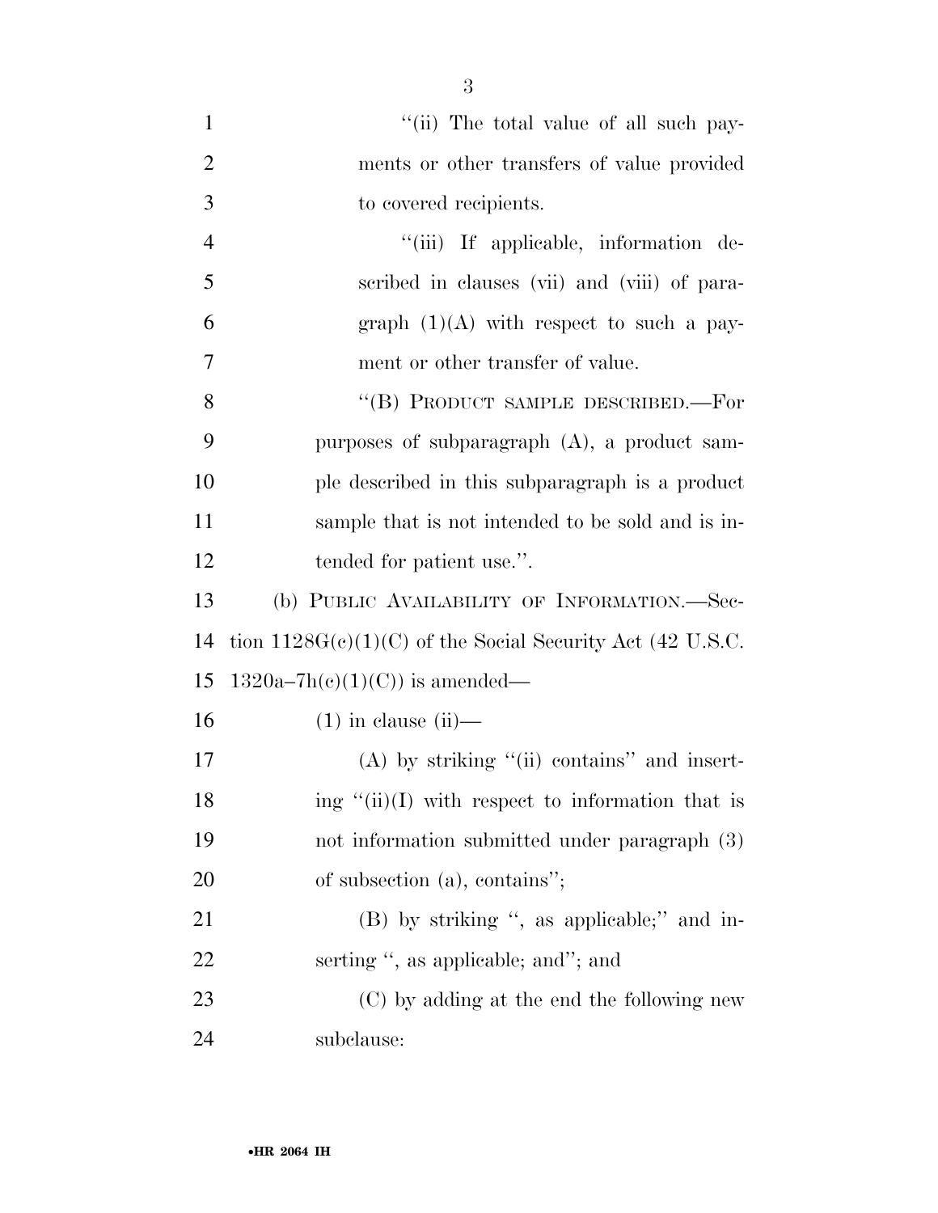"(ii) The total value of all such payments or other transfers of value provided to covered recipients.

"(iii) If applicable, information described in clauses (vii) and (viii) of paragraph (1)(A) with respect to such a payment or other transfer of value.

"(B) PRODUCT SAMPLE DESCRIBED.—For purposes of subparagraph (A), a product sample described in this subparagraph is a product sample that is not intended to be sold and is intended for patient use.".

(b) PUBLIC AVAILABILITY OF INFORMATION.—Section 1128G(c)(1)(C) of the Social Security Act (42 U.S.C. 1320a–7h(c)(1)(C)) is amended—

(1) in clause (ii)—

(A) by striking "(ii) contains" and inserting "(ii)(I) with respect to information that is not information submitted under paragraph (3) of subsection (a), contains";

(B) by striking ", as applicable;" and inserting ", as applicable; and"; and

(C) by adding at the end the following new subclause: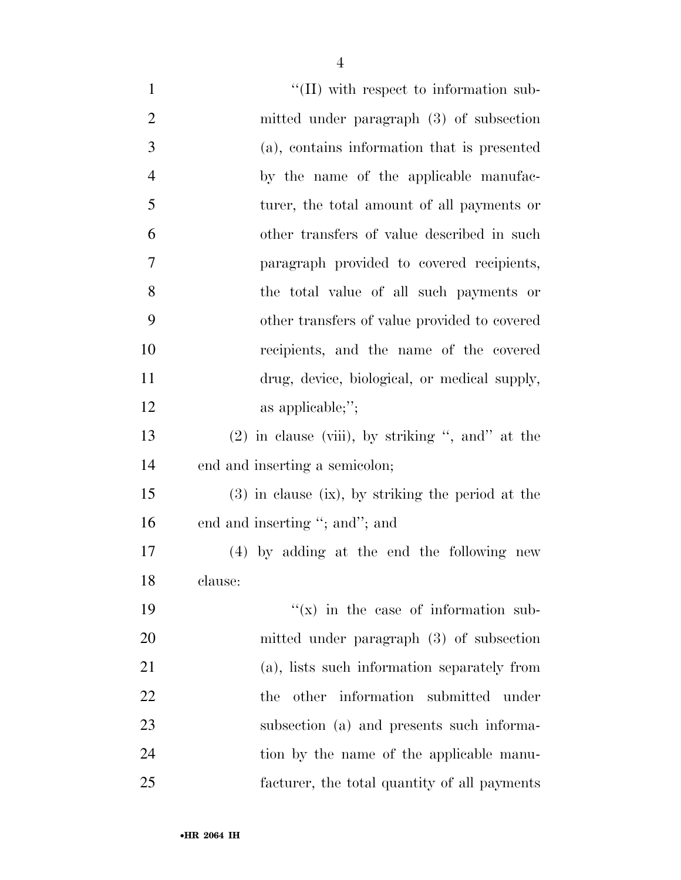"(II) with respect to information submitted under paragraph (3) of subsection (a), contains information that is presented by the name of the applicable manufacturer, the total amount of all payments or other transfers of value described in such paragraph provided to covered recipients, the total value of all such payments or other transfers of value provided to covered recipients, and the name of the covered drug, device, biological, or medical supply, as applicable;";

(2) in clause (viii), by striking ", and" at the end and inserting a semicolon;

(3) in clause (ix), by striking the period at the end and inserting "; and"; and

(4) by adding at the end the following new clause:

"(x) in the case of information submitted under paragraph (3) of subsection (a), lists such information separately from the other information submitted under subsection (a) and presents such information by the name of the applicable manufacturer, the total quantity of all payments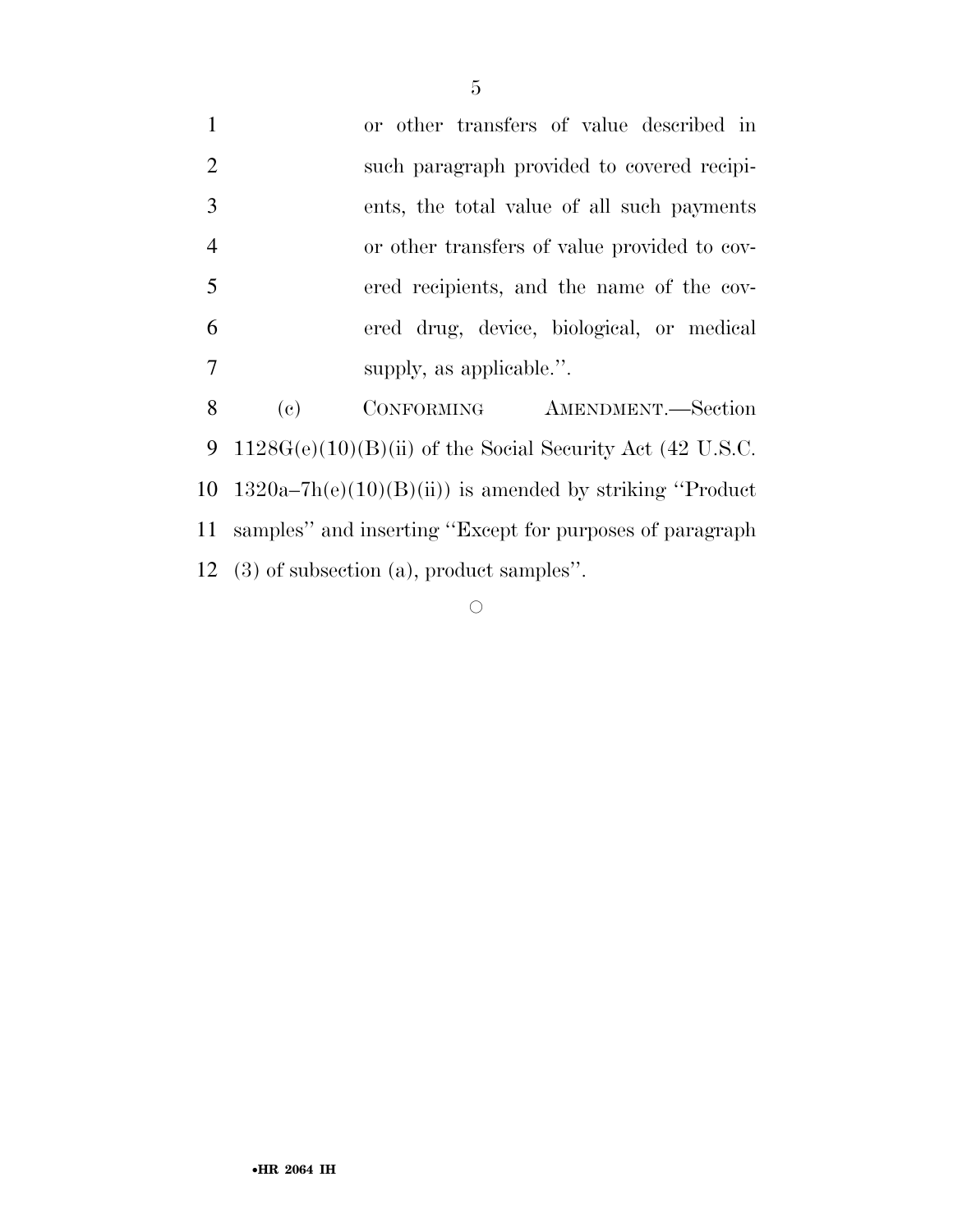or other transfers of value described in such paragraph provided to covered recipients, the total value of all such payments or other transfers of value provided to covered recipients, and the name of the covered drug, device, biological, or medical supply, as applicable.''.

(c) CONFORMING AMENDMENT.—Section 1128G(e)(10)(B)(ii) of the Social Security Act (42 U.S.C. 1320a–7h(e)(10)(B)(ii)) is amended by striking ''Product samples'' and inserting ''Except for purposes of paragraph (3) of subsection (a), product samples''.